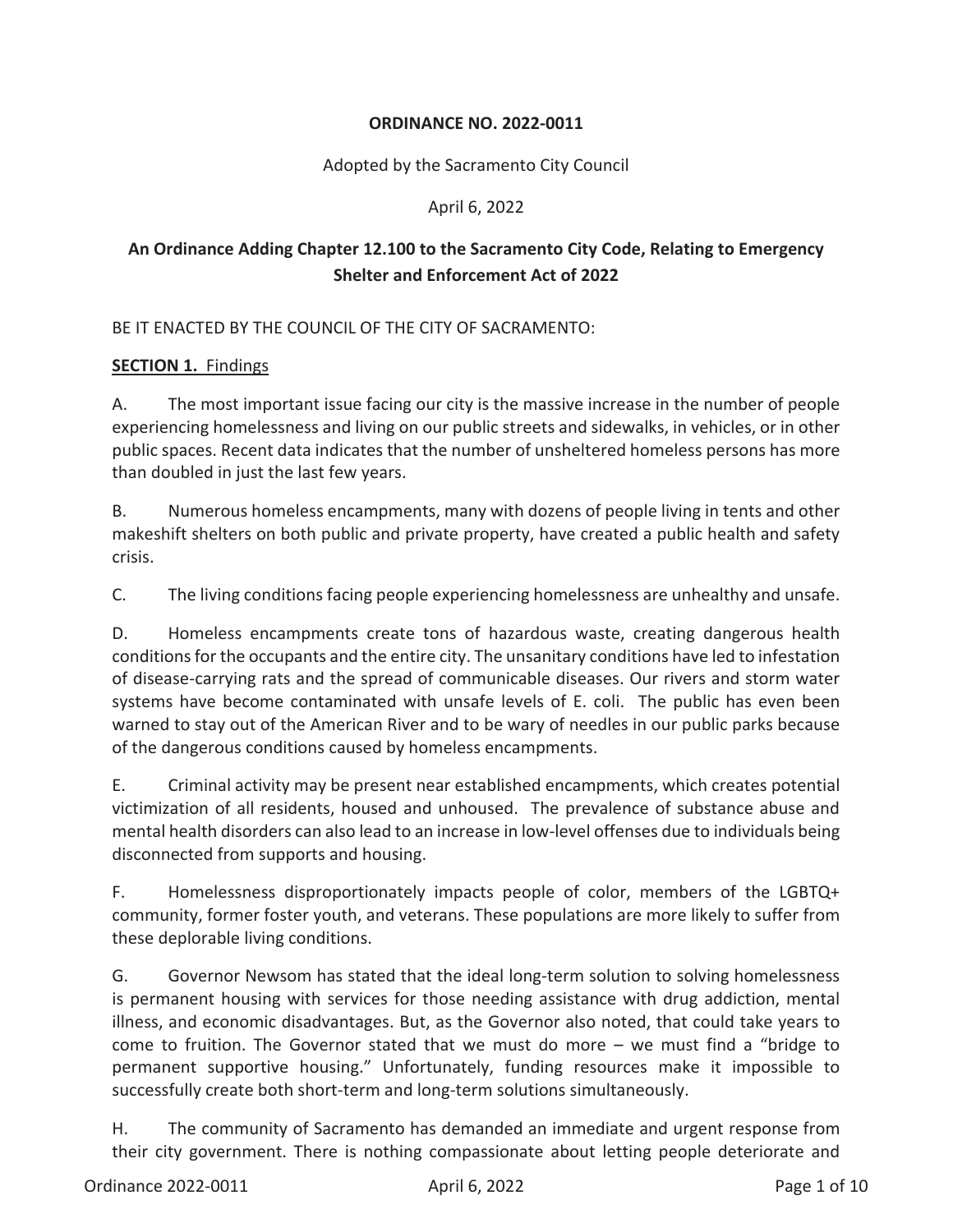**ORDINANCE NO. 2022-0011**

Adopted by the Sacramento City Council

April 6, 2022

## An Ordinance Adding Chapter 12.100 to the Sacramento City Code, Relating to Emergency Shelter and Enforcement Act of 2022

BE IT ENACTED BY THE COUNCIL OF THE CITY OF SACRAMENTO:

**SECTION 1.** Findings

A. The most important issue facing our city is the massive increase in the number of people experiencing homelessness and living on our public streets and sidewalks, in vehicles, or in other public spaces. Recent data indicates that the number of unsheltered homeless persons has more than doubled in just the last few years.

B. Numerous homeless encampments, many with dozens of people living in tents and other makeshift shelters on both public and private property, have created a public health and safety crisis.

C. The living conditions facing people experiencing homelessness are unhealthy and unsafe.

D. Homeless encampments create tons of hazardous waste, creating dangerous health conditions for the occupants and the entire city. The unsanitary conditions have led to infestation of disease-carrying rats and the spread of communicable diseases. Our rivers and storm water systems have become contaminated with unsafe levels of E. coli. The public has even been warned to stay out of the American River and to be wary of needles in our public parks because of the dangerous conditions caused by homeless encampments.

E. Criminal activity may be present near established encampments, which creates potential victimization of all residents, housed and unhoused. The prevalence of substance abuse and mental health disorders can also lead to an increase in low-level offenses due to individuals being disconnected from supports and housing.

F. Homelessness disproportionately impacts people of color, members of the LGBTQ+ community, former foster youth, and veterans. These populations are more likely to suffer from these deplorable living conditions.

G. Governor Newsom has stated that the ideal long-term solution to solving homelessness is permanent housing with services for those needing assistance with drug addiction, mental illness, and economic disadvantages. But, as the Governor also noted, that could take years to come to fruition. The Governor stated that we must do more – we must find a "bridge to permanent supportive housing." Unfortunately, funding resources make it impossible to successfully create both short-term and long-term solutions simultaneously.

H. The community of Sacramento has demanded an immediate and urgent response from their city government. There is nothing compassionate about letting people deteriorate and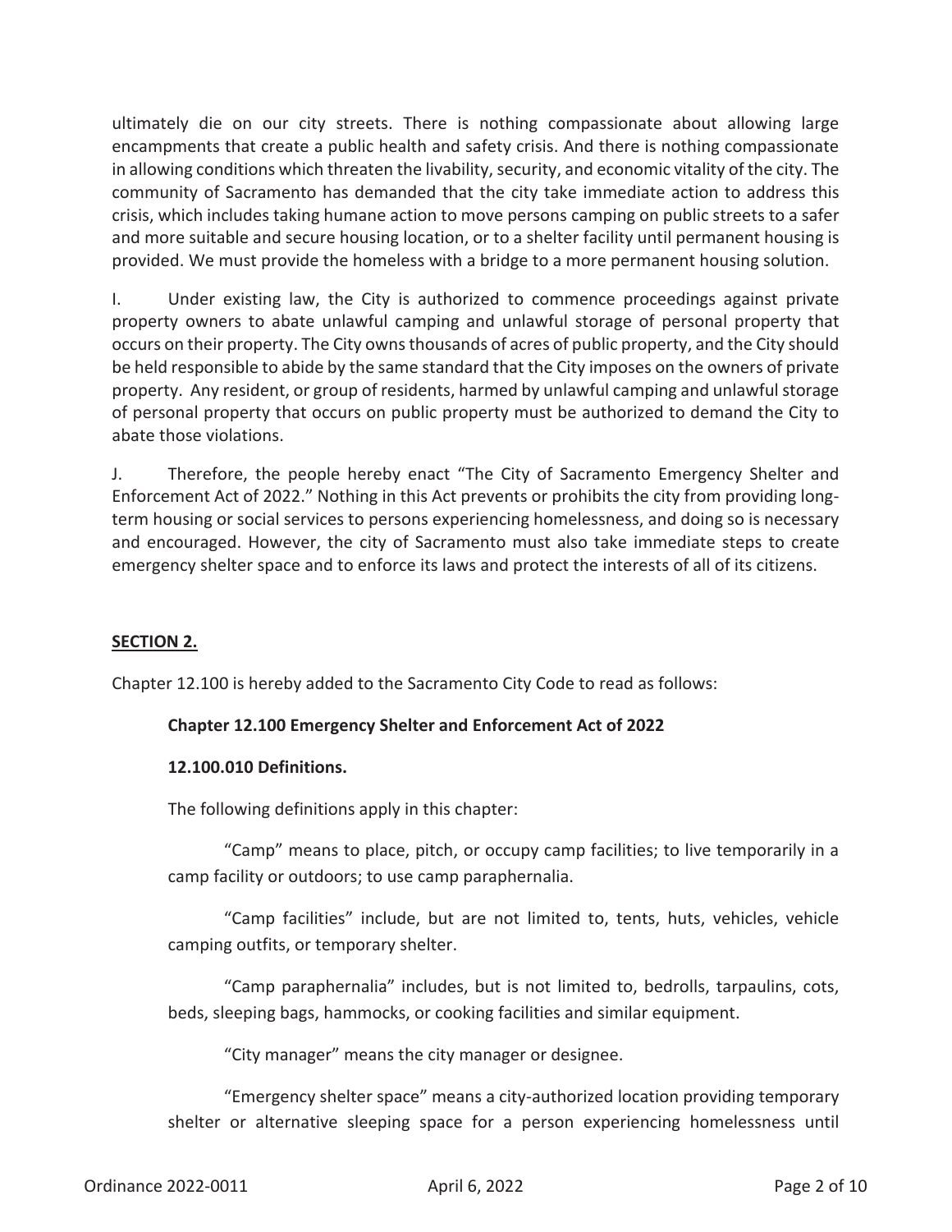ultimately die on our city streets. There is nothing compassionate about allowing large encampments that create a public health and safety crisis. And there is nothing compassionate in allowing conditions which threaten the livability, security, and economic vitality of the city. The community of Sacramento has demanded that the city take immediate action to address this crisis, which includes taking humane action to move persons camping on public streets to a safer and more suitable and secure housing location, or to a shelter facility until permanent housing is provided. We must provide the homeless with a bridge to a more permanent housing solution.

I. Under existing law, the City is authorized to commence proceedings against private property owners to abate unlawful camping and unlawful storage of personal property that occurs on their property. The City owns thousands of acres of public property, and the City should be held responsible to abide by the same standard that the City imposes on the owners of private property. Any resident, or group of residents, harmed by unlawful camping and unlawful storage of personal property that occurs on public property must be authorized to demand the City to abate those violations.

J. Therefore, the people hereby enact "The City of Sacramento Emergency Shelter and Enforcement Act of 2022." Nothing in this Act prevents or prohibits the city from providing long-term housing or social services to persons experiencing homelessness, and doing so is necessary and encouraged. However, the city of Sacramento must also take immediate steps to create emergency shelter space and to enforce its laws and protect the interests of all of its citizens.

## SECTION 2.

Chapter 12.100 is hereby added to the Sacramento City Code to read as follows:

### Chapter 12.100 Emergency Shelter and Enforcement Act of 2022

#### 12.100.010 Definitions.

The following definitions apply in this chapter:

"Camp" means to place, pitch, or occupy camp facilities; to live temporarily in a camp facility or outdoors; to use camp paraphernalia.

"Camp facilities" include, but are not limited to, tents, huts, vehicles, vehicle camping outfits, or temporary shelter.

"Camp paraphernalia" includes, but is not limited to, bedrolls, tarpaulins, cots, beds, sleeping bags, hammocks, or cooking facilities and similar equipment.

"City manager" means the city manager or designee.

"Emergency shelter space" means a city-authorized location providing temporary shelter or alternative sleeping space for a person experiencing homelessness until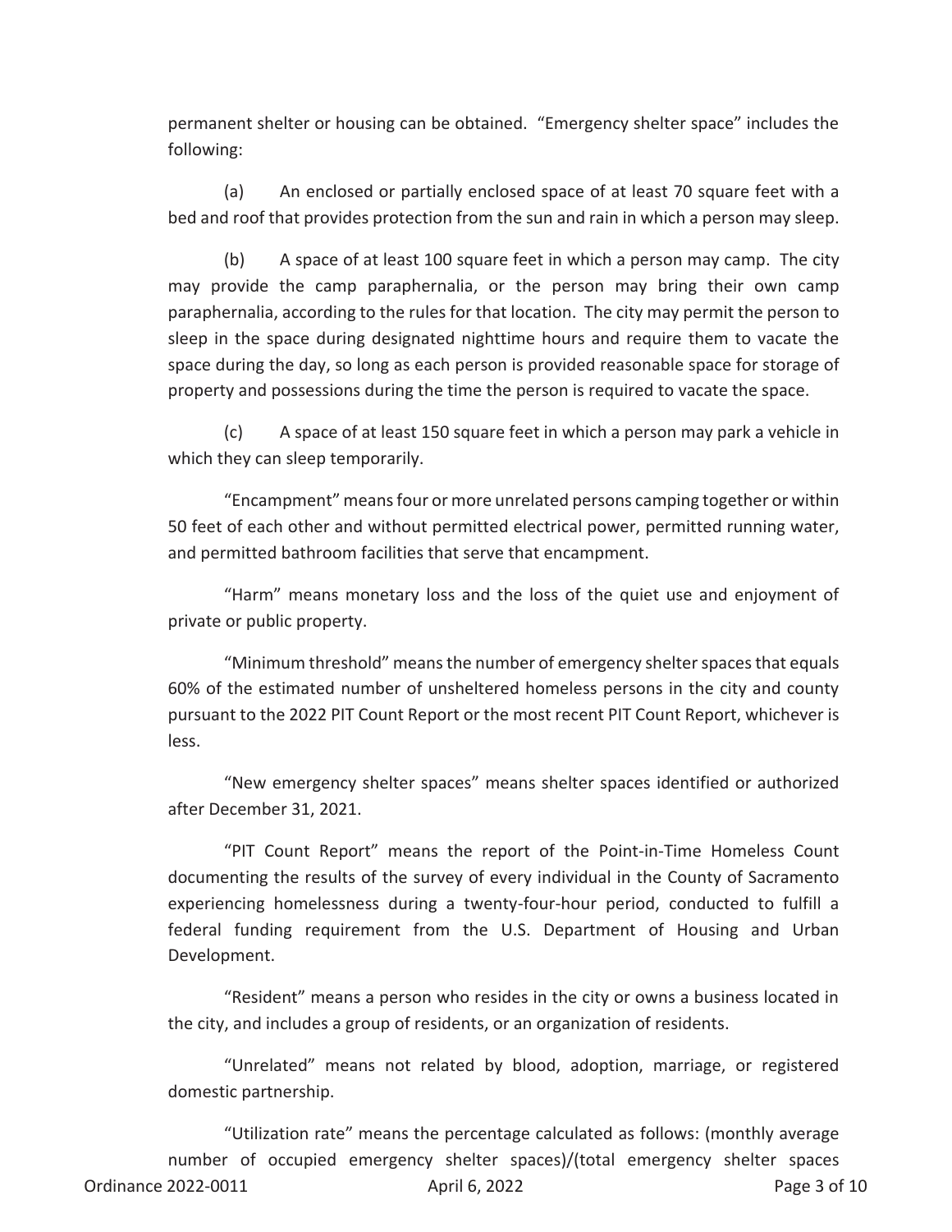permanent shelter or housing can be obtained. "Emergency shelter space" includes the following:

(a) An enclosed or partially enclosed space of at least 70 square feet with a bed and roof that provides protection from the sun and rain in which a person may sleep.

(b) A space of at least 100 square feet in which a person may camp. The city may provide the camp paraphernalia, or the person may bring their own camp paraphernalia, according to the rules for that location. The city may permit the person to sleep in the space during designated nighttime hours and require them to vacate the space during the day, so long as each person is provided reasonable space for storage of property and possessions during the time the person is required to vacate the space.

(c) A space of at least 150 square feet in which a person may park a vehicle in which they can sleep temporarily.

"Encampment" means four or more unrelated persons camping together or within 50 feet of each other and without permitted electrical power, permitted running water, and permitted bathroom facilities that serve that encampment.

"Harm" means monetary loss and the loss of the quiet use and enjoyment of private or public property.

"Minimum threshold" means the number of emergency shelter spaces that equals 60% of the estimated number of unsheltered homeless persons in the city and county pursuant to the 2022 PIT Count Report or the most recent PIT Count Report, whichever is less.

"New emergency shelter spaces" means shelter spaces identified or authorized after December 31, 2021.

"PIT Count Report" means the report of the Point-in-Time Homeless Count documenting the results of the survey of every individual in the County of Sacramento experiencing homelessness during a twenty-four-hour period, conducted to fulfill a federal funding requirement from the U.S. Department of Housing and Urban Development.

"Resident" means a person who resides in the city or owns a business located in the city, and includes a group of residents, or an organization of residents.

"Unrelated" means not related by blood, adoption, marriage, or registered domestic partnership.

"Utilization rate" means the percentage calculated as follows: (monthly average number of occupied emergency shelter spaces)/(total emergency shelter spaces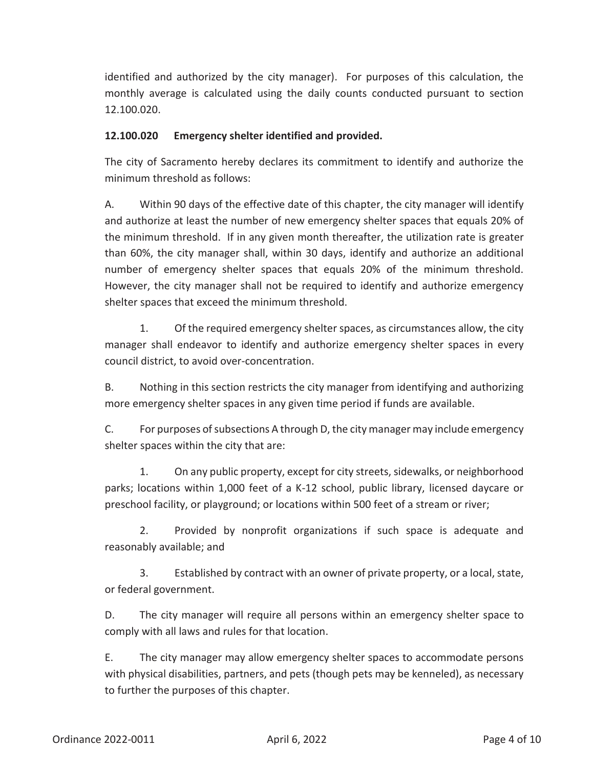identified and authorized by the city manager). For purposes of this calculation, the monthly average is calculated using the daily counts conducted pursuant to section 12.100.020.

**12.100.020 Emergency shelter identified and provided.**

The city of Sacramento hereby declares its commitment to identify and authorize the minimum threshold as follows:

A. Within 90 days of the effective date of this chapter, the city manager will identify and authorize at least the number of new emergency shelter spaces that equals 20% of the minimum threshold. If in any given month thereafter, the utilization rate is greater than 60%, the city manager shall, within 30 days, identify and authorize an additional number of emergency shelter spaces that equals 20% of the minimum threshold. However, the city manager shall not be required to identify and authorize emergency shelter spaces that exceed the minimum threshold.

1. Of the required emergency shelter spaces, as circumstances allow, the city manager shall endeavor to identify and authorize emergency shelter spaces in every council district, to avoid over-concentration.

B. Nothing in this section restricts the city manager from identifying and authorizing more emergency shelter spaces in any given time period if funds are available.

C. For purposes of subsections A through D, the city manager may include emergency shelter spaces within the city that are:

1. On any public property, except for city streets, sidewalks, or neighborhood parks; locations within 1,000 feet of a K-12 school, public library, licensed daycare or preschool facility, or playground; or locations within 500 feet of a stream or river;

2. Provided by nonprofit organizations if such space is adequate and reasonably available; and

3. Established by contract with an owner of private property, or a local, state, or federal government.

D. The city manager will require all persons within an emergency shelter space to comply with all laws and rules for that location.

E. The city manager may allow emergency shelter spaces to accommodate persons with physical disabilities, partners, and pets (though pets may be kenneled), as necessary to further the purposes of this chapter.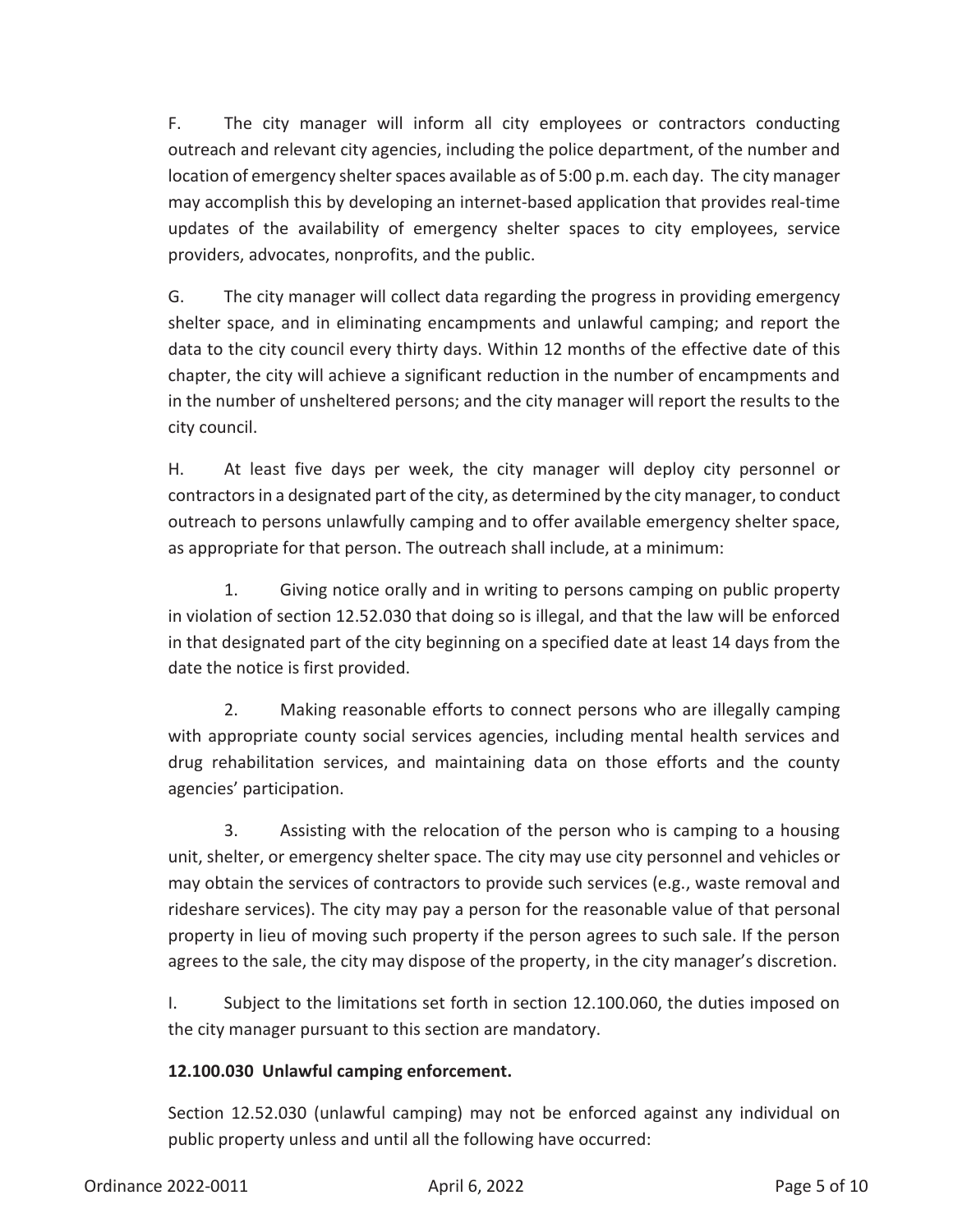F. The city manager will inform all city employees or contractors conducting outreach and relevant city agencies, including the police department, of the number and location of emergency shelter spaces available as of 5:00 p.m. each day. The city manager may accomplish this by developing an internet-based application that provides real-time updates of the availability of emergency shelter spaces to city employees, service providers, advocates, nonprofits, and the public.

G. The city manager will collect data regarding the progress in providing emergency shelter space, and in eliminating encampments and unlawful camping; and report the data to the city council every thirty days. Within 12 months of the effective date of this chapter, the city will achieve a significant reduction in the number of encampments and in the number of unsheltered persons; and the city manager will report the results to the city council.

H. At least five days per week, the city manager will deploy city personnel or contractors in a designated part of the city, as determined by the city manager, to conduct outreach to persons unlawfully camping and to offer available emergency shelter space, as appropriate for that person. The outreach shall include, at a minimum:

1. Giving notice orally and in writing to persons camping on public property in violation of section 12.52.030 that doing so is illegal, and that the law will be enforced in that designated part of the city beginning on a specified date at least 14 days from the date the notice is first provided.

2. Making reasonable efforts to connect persons who are illegally camping with appropriate county social services agencies, including mental health services and drug rehabilitation services, and maintaining data on those efforts and the county agencies' participation.

3. Assisting with the relocation of the person who is camping to a housing unit, shelter, or emergency shelter space. The city may use city personnel and vehicles or may obtain the services of contractors to provide such services (e.g., waste removal and rideshare services). The city may pay a person for the reasonable value of that personal property in lieu of moving such property if the person agrees to such sale. If the person agrees to the sale, the city may dispose of the property, in the city manager's discretion.

I. Subject to the limitations set forth in section 12.100.060, the duties imposed on the city manager pursuant to this section are mandatory.

**12.100.030 Unlawful camping enforcement.**

Section 12.52.030 (unlawful camping) may not be enforced against any individual on public property unless and until all the following have occurred: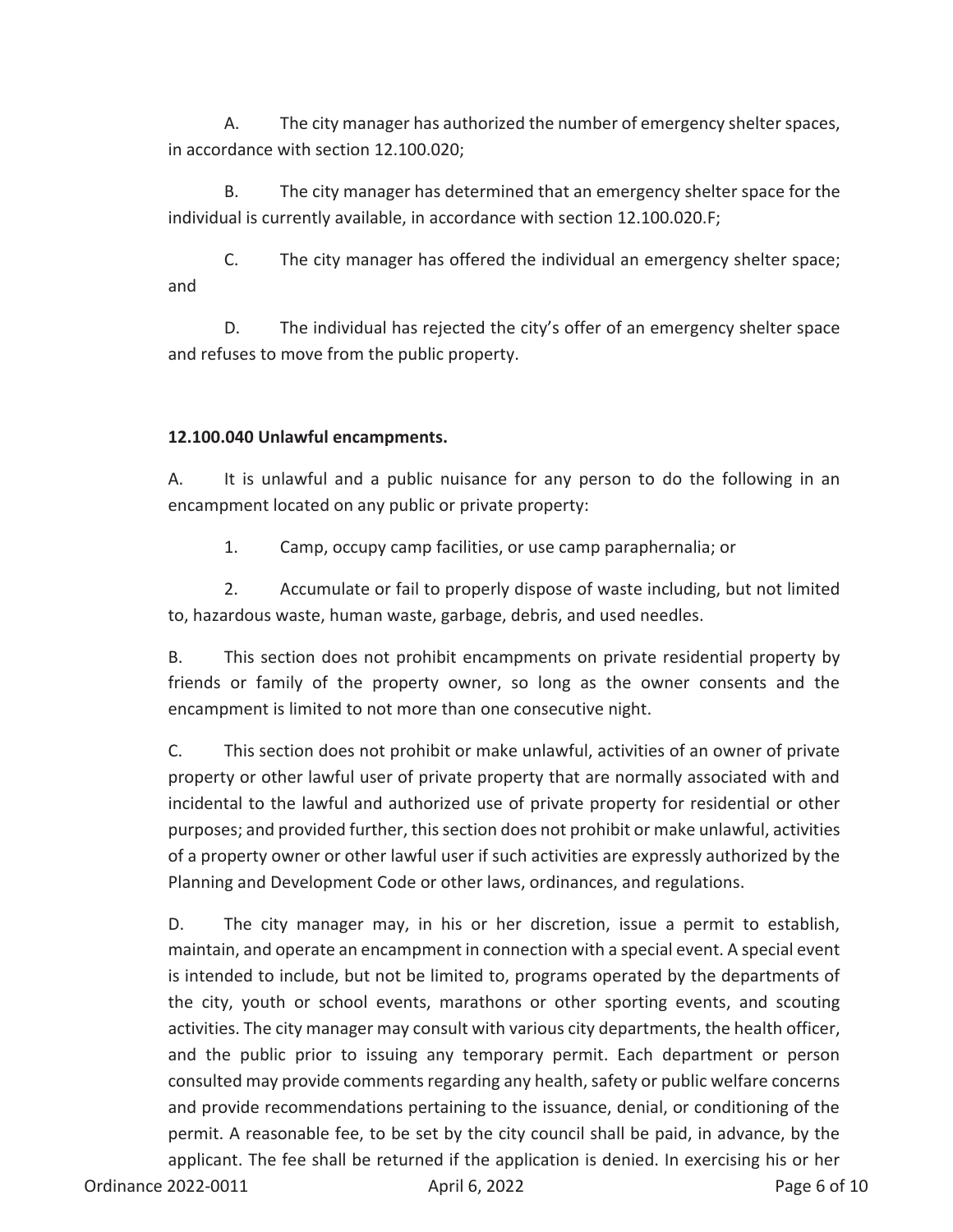A. The city manager has authorized the number of emergency shelter spaces, in accordance with section 12.100.020;

B. The city manager has determined that an emergency shelter space for the individual is currently available, in accordance with section 12.100.020.F;

C. The city manager has offered the individual an emergency shelter space; and

D. The individual has rejected the city's offer of an emergency shelter space and refuses to move from the public property.

**12.100.040 Unlawful encampments.**

A. It is unlawful and a public nuisance for any person to do the following in an encampment located on any public or private property:

1. Camp, occupy camp facilities, or use camp paraphernalia; or

2. Accumulate or fail to properly dispose of waste including, but not limited to, hazardous waste, human waste, garbage, debris, and used needles.

B. This section does not prohibit encampments on private residential property by friends or family of the property owner, so long as the owner consents and the encampment is limited to not more than one consecutive night.

C. This section does not prohibit or make unlawful, activities of an owner of private property or other lawful user of private property that are normally associated with and incidental to the lawful and authorized use of private property for residential or other purposes; and provided further, this section does not prohibit or make unlawful, activities of a property owner or other lawful user if such activities are expressly authorized by the Planning and Development Code or other laws, ordinances, and regulations.

D. The city manager may, in his or her discretion, issue a permit to establish, maintain, and operate an encampment in connection with a special event. A special event is intended to include, but not be limited to, programs operated by the departments of the city, youth or school events, marathons or other sporting events, and scouting activities. The city manager may consult with various city departments, the health officer, and the public prior to issuing any temporary permit. Each department or person consulted may provide comments regarding any health, safety or public welfare concerns and provide recommendations pertaining to the issuance, denial, or conditioning of the permit. A reasonable fee, to be set by the city council shall be paid, in advance, by the applicant. The fee shall be returned if the application is denied. In exercising his or her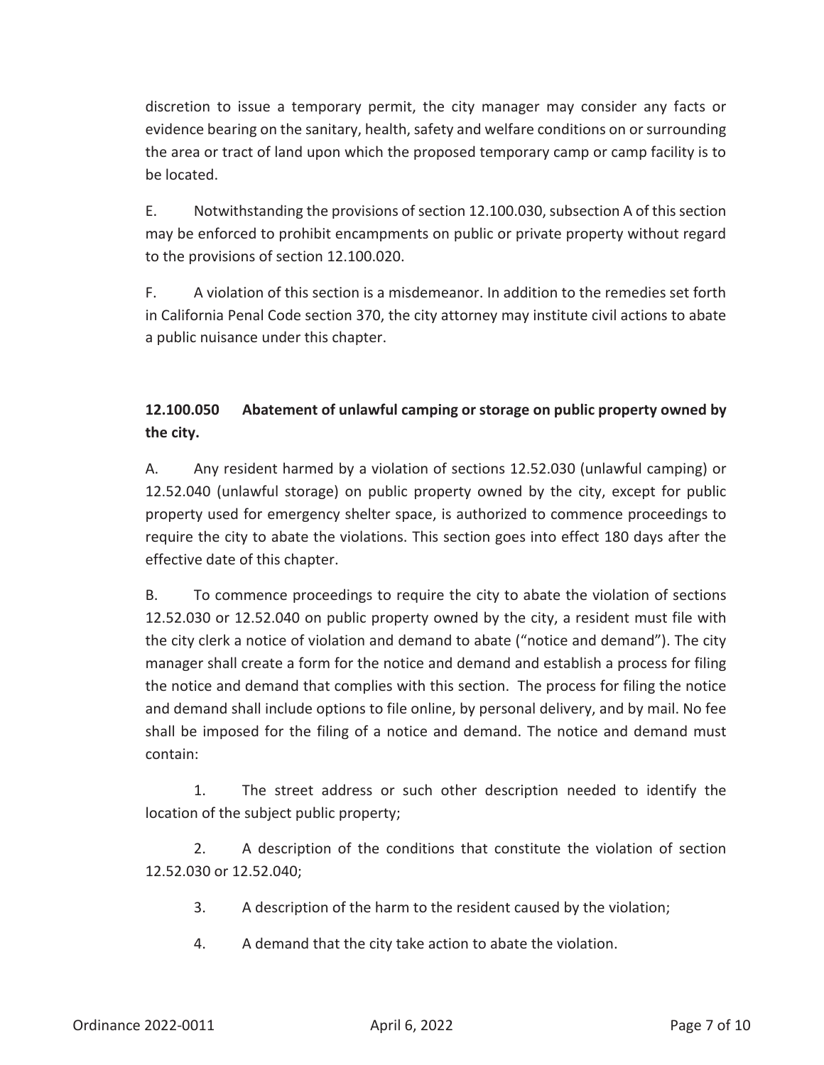discretion to issue a temporary permit, the city manager may consider any facts or evidence bearing on the sanitary, health, safety and welfare conditions on or surrounding the area or tract of land upon which the proposed temporary camp or camp facility is to be located.

E. Notwithstanding the provisions of section 12.100.030, subsection A of this section may be enforced to prohibit encampments on public or private property without regard to the provisions of section 12.100.020.

F. A violation of this section is a misdemeanor. In addition to the remedies set forth in California Penal Code section 370, the city attorney may institute civil actions to abate a public nuisance under this chapter.

**12.100.050 Abatement of unlawful camping or storage on public property owned by the city.**

A. Any resident harmed by a violation of sections 12.52.030 (unlawful camping) or 12.52.040 (unlawful storage) on public property owned by the city, except for public property used for emergency shelter space, is authorized to commence proceedings to require the city to abate the violations. This section goes into effect 180 days after the effective date of this chapter.

B. To commence proceedings to require the city to abate the violation of sections 12.52.030 or 12.52.040 on public property owned by the city, a resident must file with the city clerk a notice of violation and demand to abate ("notice and demand"). The city manager shall create a form for the notice and demand and establish a process for filing the notice and demand that complies with this section. The process for filing the notice and demand shall include options to file online, by personal delivery, and by mail. No fee shall be imposed for the filing of a notice and demand. The notice and demand must contain:

1. The street address or such other description needed to identify the location of the subject public property;

2. A description of the conditions that constitute the violation of section 12.52.030 or 12.52.040;

3. A description of the harm to the resident caused by the violation;

4. A demand that the city take action to abate the violation.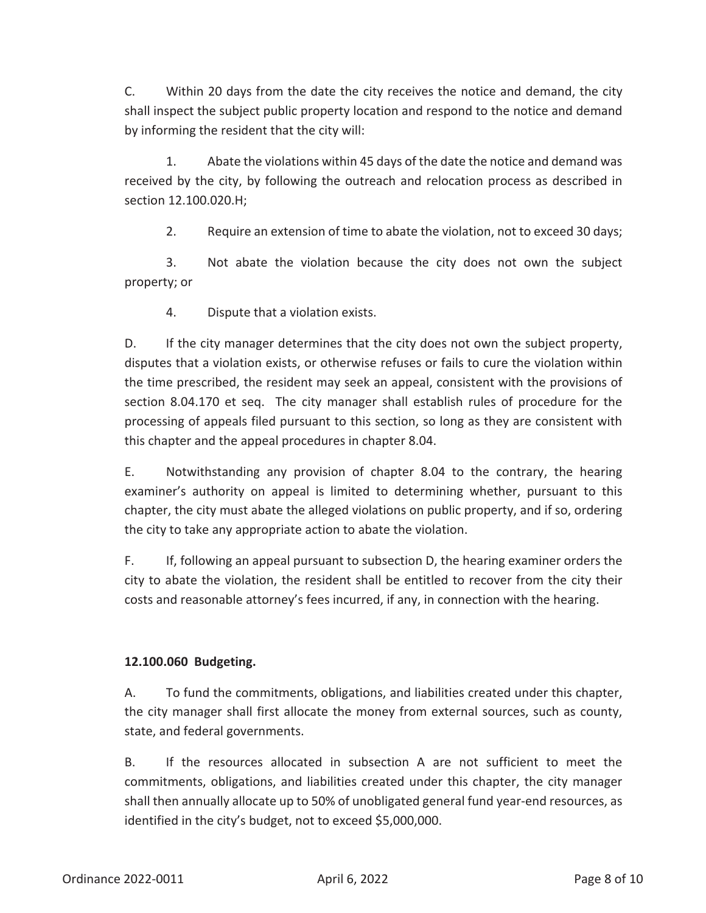C. Within 20 days from the date the city receives the notice and demand, the city shall inspect the subject public property location and respond to the notice and demand by informing the resident that the city will:

1. Abate the violations within 45 days of the date the notice and demand was received by the city, by following the outreach and relocation process as described in section 12.100.020.H;

2. Require an extension of time to abate the violation, not to exceed 30 days;

3. Not abate the violation because the city does not own the subject property; or

4. Dispute that a violation exists.

D. If the city manager determines that the city does not own the subject property, disputes that a violation exists, or otherwise refuses or fails to cure the violation within the time prescribed, the resident may seek an appeal, consistent with the provisions of section 8.04.170 et seq. The city manager shall establish rules of procedure for the processing of appeals filed pursuant to this section, so long as they are consistent with this chapter and the appeal procedures in chapter 8.04.

E. Notwithstanding any provision of chapter 8.04 to the contrary, the hearing examiner's authority on appeal is limited to determining whether, pursuant to this chapter, the city must abate the alleged violations on public property, and if so, ordering the city to take any appropriate action to abate the violation.

F. If, following an appeal pursuant to subsection D, the hearing examiner orders the city to abate the violation, the resident shall be entitled to recover from the city their costs and reasonable attorney's fees incurred, if any, in connection with the hearing.

**12.100.060 Budgeting.**

A. To fund the commitments, obligations, and liabilities created under this chapter, the city manager shall first allocate the money from external sources, such as county, state, and federal governments.

B. If the resources allocated in subsection A are not sufficient to meet the commitments, obligations, and liabilities created under this chapter, the city manager shall then annually allocate up to 50% of unobligated general fund year-end resources, as identified in the city's budget, not to exceed $5,000,000.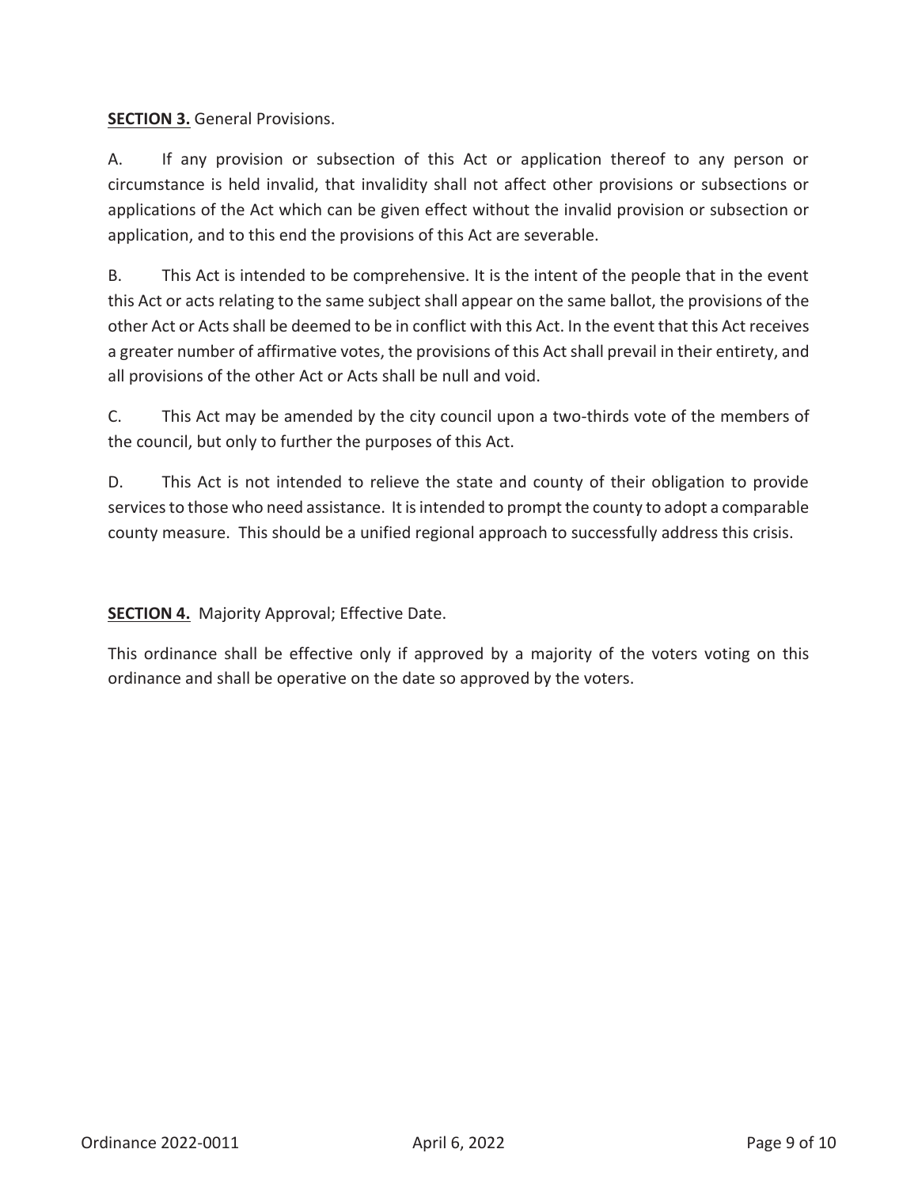**SECTION 3.** General Provisions.

A. If any provision or subsection of this Act or application thereof to any person or circumstance is held invalid, that invalidity shall not affect other provisions or subsections or applications of the Act which can be given effect without the invalid provision or subsection or application, and to this end the provisions of this Act are severable.

B. This Act is intended to be comprehensive. It is the intent of the people that in the event this Act or acts relating to the same subject shall appear on the same ballot, the provisions of the other Act or Acts shall be deemed to be in conflict with this Act. In the event that this Act receives a greater number of affirmative votes, the provisions of this Act shall prevail in their entirety, and all provisions of the other Act or Acts shall be null and void.

C. This Act may be amended by the city council upon a two-thirds vote of the members of the council, but only to further the purposes of this Act.

D. This Act is not intended to relieve the state and county of their obligation to provide services to those who need assistance. It is intended to prompt the county to adopt a comparable county measure. This should be a unified regional approach to successfully address this crisis.

**SECTION 4.** Majority Approval; Effective Date.

This ordinance shall be effective only if approved by a majority of the voters voting on this ordinance and shall be operative on the date so approved by the voters.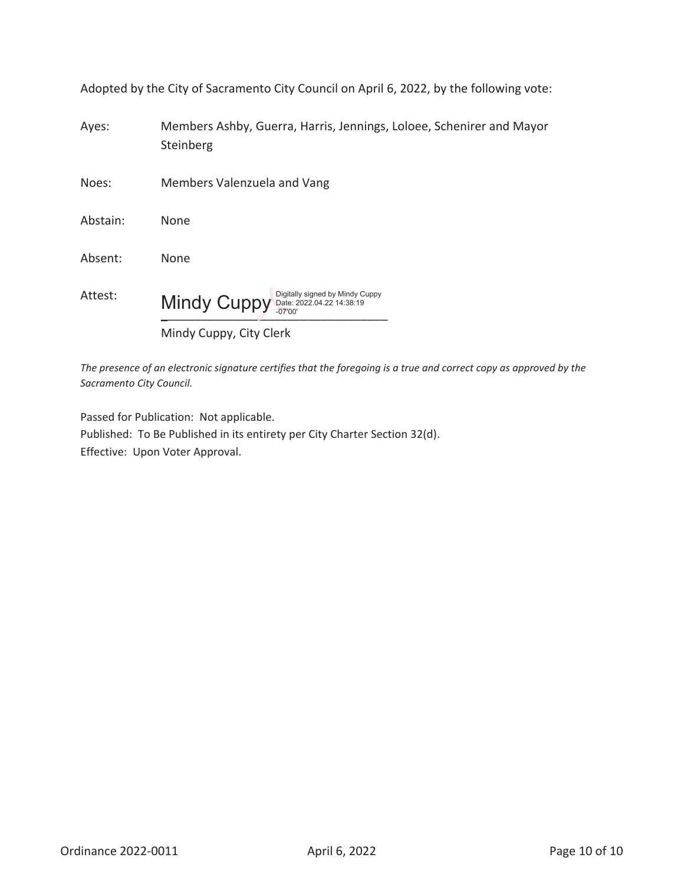Adopted by the City of Sacramento City Council on April 6, 2022, by the following vote:

Ayes: Members Ashby, Guerra, Harris, Jennings, Loloee, Schenirer and Mayor Steinberg

Noes: Members Valenzuela and Vang

Abstain: None

Absent: None

Attest: Mindy Cuppy Digitally signed by Mindy Cuppy Date: 2022.04.22 14:38:19 -07'00'

Mindy Cuppy, City Clerk

*The presence of an electronic signature certifies that the foregoing is a true and correct copy as approved by the Sacramento City Council.*

Passed for Publication: Not applicable.
Published: To Be Published in its entirety per City Charter Section 32(d).
Effective: Upon Voter Approval.